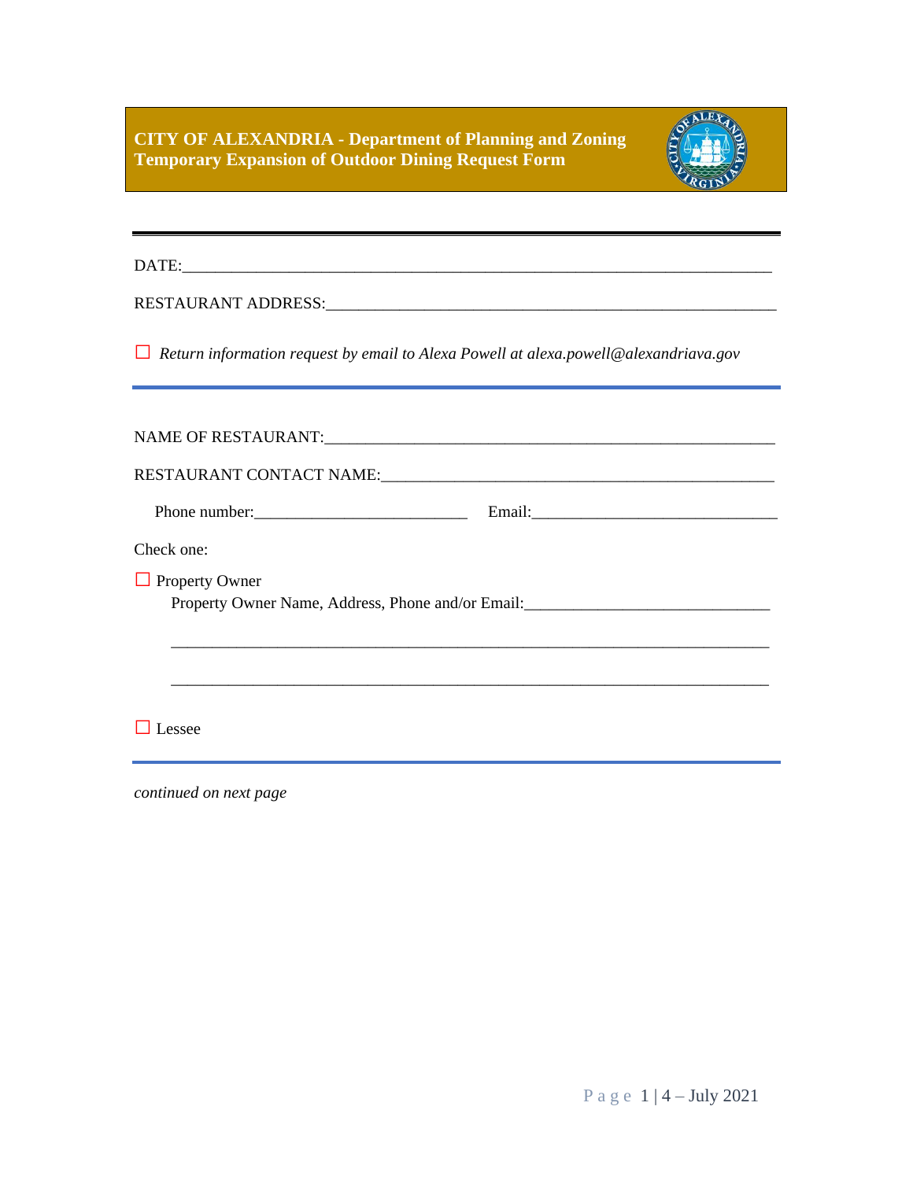**CITY OF ALEXANDRIA - Department of Planning and Zoning**
**Temporary Expansion of Outdoor Dining Request Form**

---

DATE:___________________________________________________________________________

RESTAURANT ADDRESS:_____________________________________________________________

☐ *Return information request by email to Alexa Powell at alexa.powell@alexandriava.gov*

---

NAME OF RESTAURANT:_____________________________________________________________

RESTAURANT CONTACT NAME:________________________________________________________

Phone number:___________________________ Email:______________________________

Check one:

☐ Property Owner
Property Owner Name, Address, Phone and/or Email:______________________________

_____________________________________________________________________________

_____________________________________________________________________________

☐ Lessee

---

*continued on next page*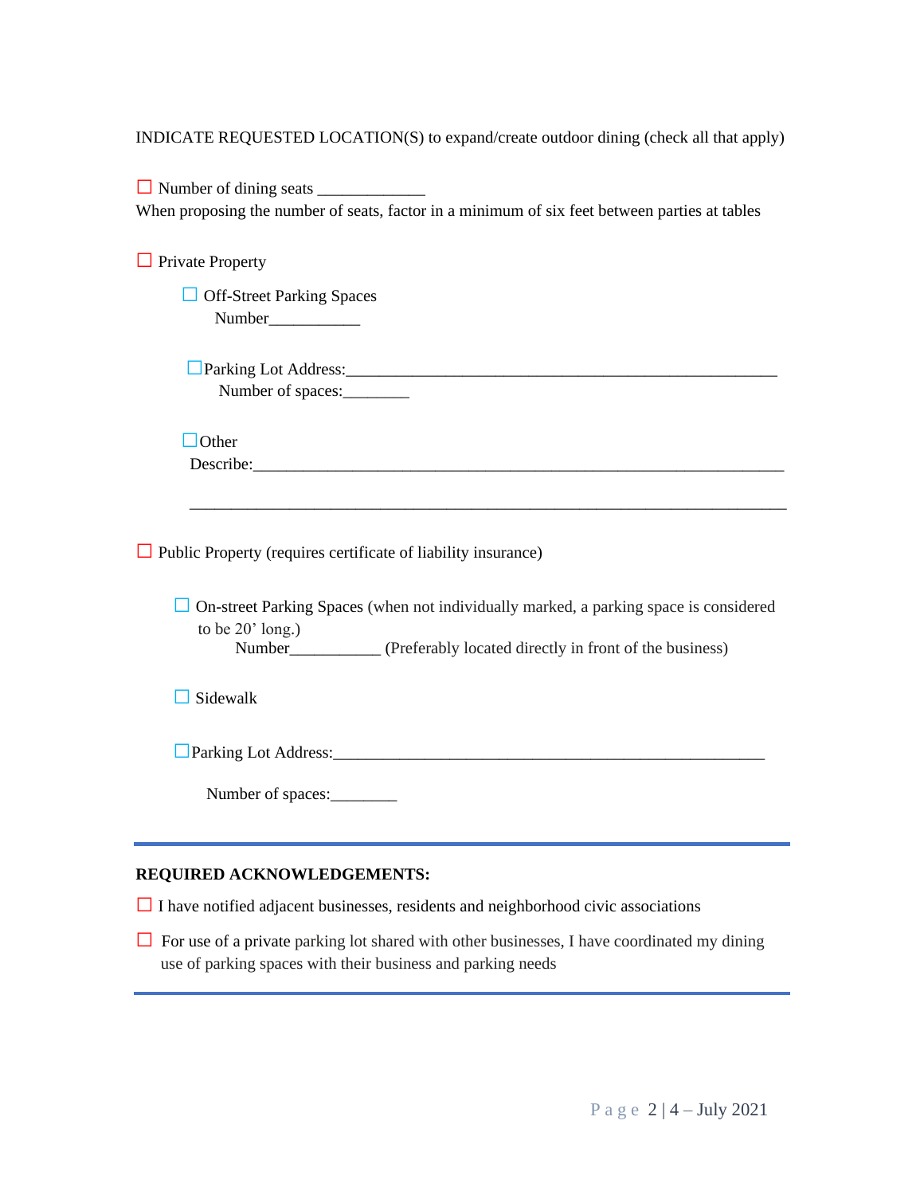INDICATE REQUESTED LOCATION(S) to expand/create outdoor dining (check all that apply)

☐ Number of dining seats _____________
When proposing the number of seats, factor in a minimum of six feet between parties at tables

☐ Private Property

- ☐ Off-Street Parking Spaces
  Number___________

- ☐ Parking Lot Address:_______________________________________________________
  Number of spaces:________

- ☐ Other
  Describe:____________________________________________________________________

  ____________________________________________________________________________

☐ Public Property (requires certificate of liability insurance)

- ☐ On-street Parking Spaces (when not individually marked, a parking space is considered to be 20' long.)
  Number___________ (Preferably located directly in front of the business)

- ☐ Sidewalk

- ☐ Parking Lot Address:_______________________________________________________

  Number of spaces:________

---

**REQUIRED ACKNOWLEDGEMENTS:**

☐ I have notified adjacent businesses, residents and neighborhood civic associations

☐ For use of a private parking lot shared with other businesses, I have coordinated my dining use of parking spaces with their business and parking needs

---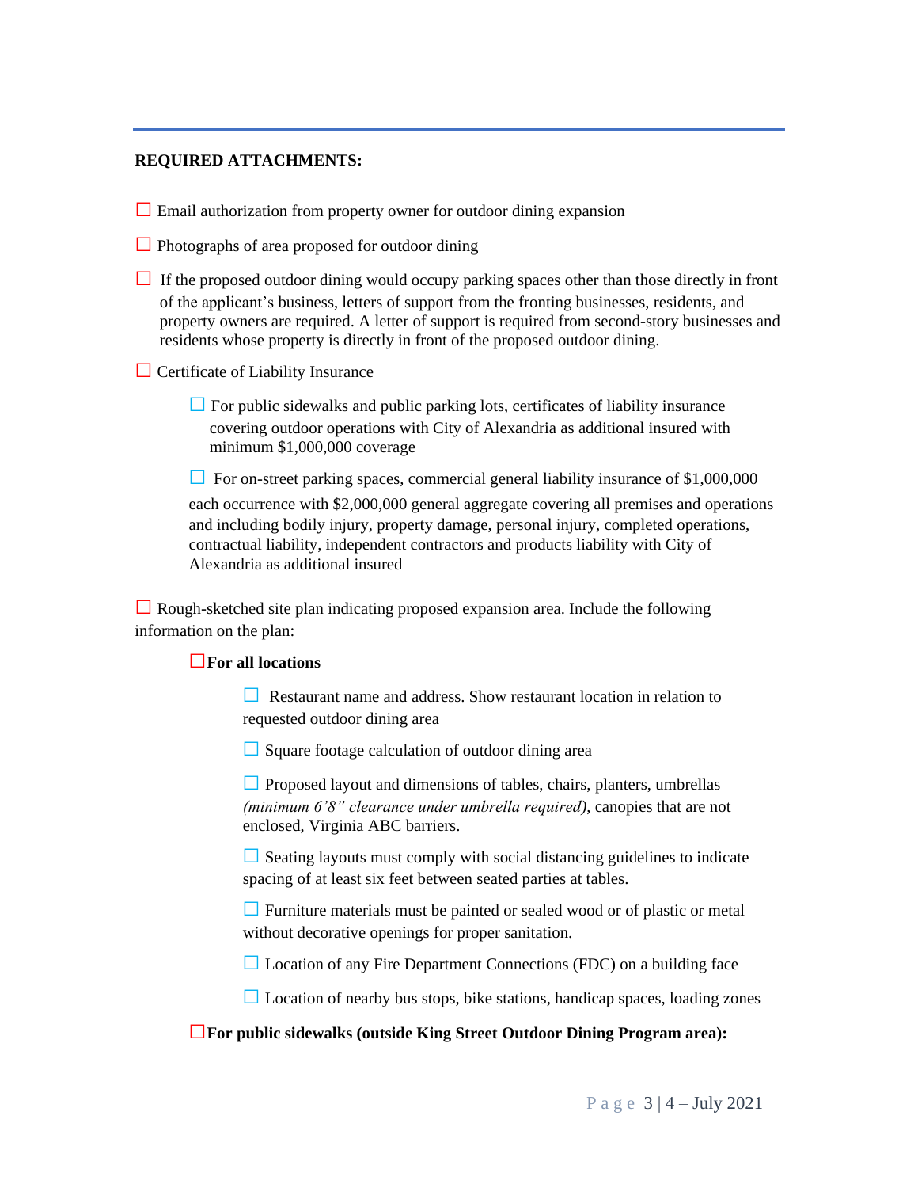**REQUIRED ATTACHMENTS:**

- ☐ Email authorization from property owner for outdoor dining expansion
- ☐ Photographs of area proposed for outdoor dining
- ☐ If the proposed outdoor dining would occupy parking spaces other than those directly in front of the applicant's business, letters of support from the fronting businesses, residents, and property owners are required. A letter of support is required from second-story businesses and residents whose property is directly in front of the proposed outdoor dining.
- ☐ Certificate of Liability Insurance
  - ☐ For public sidewalks and public parking lots, certificates of liability insurance covering outdoor operations with City of Alexandria as additional insured with minimum $1,000,000 coverage
  - ☐ For on-street parking spaces, commercial general liability insurance of $1,000,000 each occurrence with $2,000,000 general aggregate covering all premises and operations and including bodily injury, property damage, personal injury, completed operations, contractual liability, independent contractors and products liability with City of Alexandria as additional insured
- ☐ Rough-sketched site plan indicating proposed expansion area. Include the following information on the plan:
  - ☐ **For all locations**
    - ☐ Restaurant name and address. Show restaurant location in relation to requested outdoor dining area
    - ☐ Square footage calculation of outdoor dining area
    - ☐ Proposed layout and dimensions of tables, chairs, planters, umbrellas *(minimum 6'8" clearance under umbrella required)*, canopies that are not enclosed, Virginia ABC barriers.
    - ☐ Seating layouts must comply with social distancing guidelines to indicate spacing of at least six feet between seated parties at tables.
    - ☐ Furniture materials must be painted or sealed wood or of plastic or metal without decorative openings for proper sanitation.
    - ☐ Location of any Fire Department Connections (FDC) on a building face
    - ☐ Location of nearby bus stops, bike stations, handicap spaces, loading zones
  - ☐ **For public sidewalks (outside King Street Outdoor Dining Program area):**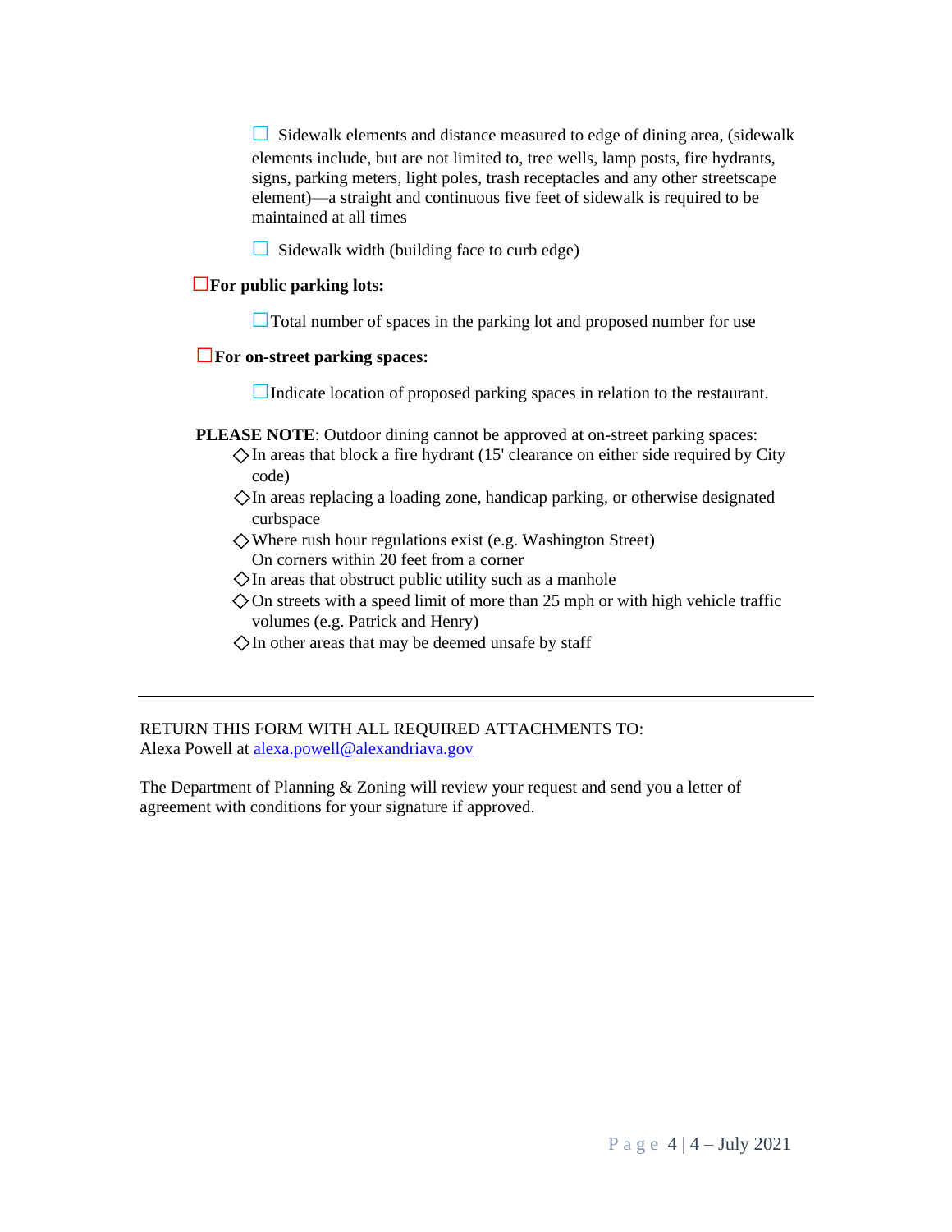- ☐ Sidewalk elements and distance measured to edge of dining area, (sidewalk elements include, but are not limited to, tree wells, lamp posts, fire hydrants, signs, parking meters, light poles, trash receptacles and any other streetscape element)—a straight and continuous five feet of sidewalk is required to be maintained at all times

- ☐ Sidewalk width (building face to curb edge)

☐ **For public parking lots:**

- ☐ Total number of spaces in the parking lot and proposed number for use

☐ **For on-street parking spaces:**

- ☐ Indicate location of proposed parking spaces in relation to the restaurant.

**PLEASE NOTE**: Outdoor dining cannot be approved at on-street parking spaces:

- ◇ In areas that block a fire hydrant (15' clearance on either side required by City code)
- ◇ In areas replacing a loading zone, handicap parking, or otherwise designated curbspace
- ◇ Where rush hour regulations exist (e.g. Washington Street)
  On corners within 20 feet from a corner
- ◇ In areas that obstruct public utility such as a manhole
- ◇ On streets with a speed limit of more than 25 mph or with high vehicle traffic volumes (e.g. Patrick and Henry)
- ◇ In other areas that may be deemed unsafe by staff

---

RETURN THIS FORM WITH ALL REQUIRED ATTACHMENTS TO:
Alexa Powell at alexa.powell@alexandriava.gov

The Department of Planning & Zoning will review your request and send you a letter of agreement with conditions for your signature if approved.